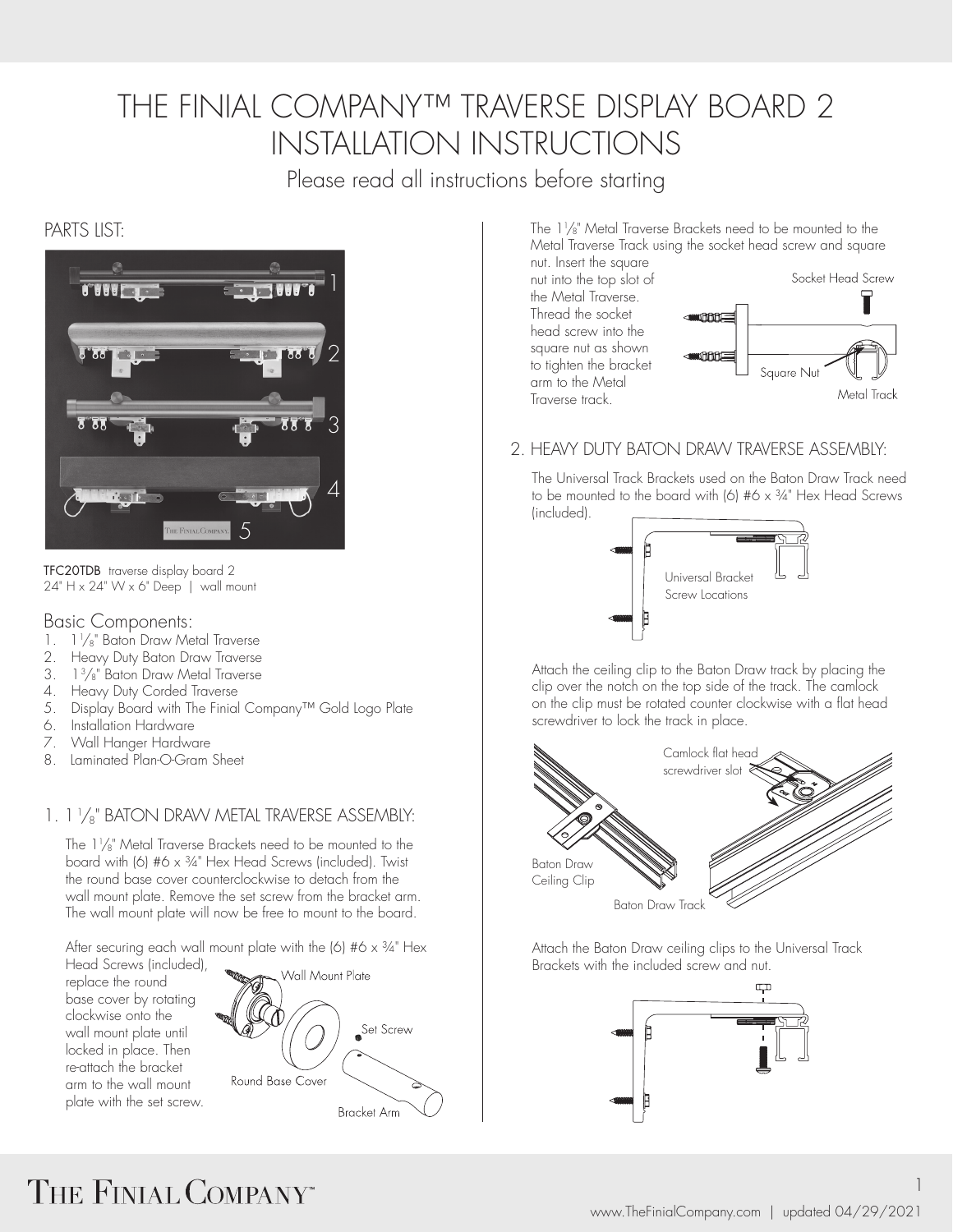# THE FINIAL COMPANY™ TRAVERSE DISPLAY BOARD 2 INSTALLATION INSTRUCTIONS

Please read all instructions before starting

## PARTS LIST:

**TFC20TDB** traverse display board 2
24" H x 24" W x 6" Deep | wall mount

### Basic Components:

1. 1 1/8" Baton Draw Metal Traverse
2. Heavy Duty Baton Draw Traverse
3. 1 3/8" Baton Draw Metal Traverse
4. Heavy Duty Corded Traverse
5. Display Board with The Finial Company™ Gold Logo Plate
6. Installation Hardware
7. Wall Hanger Hardware
8. Laminated Plan-O-Gram Sheet

## 1. 1 1/8" BATON DRAW METAL TRAVERSE ASSEMBLY:

The 1 1/8" Metal Traverse Brackets need to be mounted to the board with (6) #6 x ¾" Hex Head Screws (included). Twist the round base cover counterclockwise to detach from the wall mount plate. Remove the set screw from the bracket arm. The wall mount plate will now be free to mount to the board.

After securing each wall mount plate with the (6) #6 x ¾" Hex Head Screws (included), replace the round base cover by rotating clockwise onto the wall mount plate until locked in place. Then re-attach the bracket arm to the wall mount plate with the set screw.

Wall Mount Plate
Set Screw
Round Base Cover
Bracket Arm

The 1 1/8" Metal Traverse Brackets need to be mounted to the Metal Traverse Track using the socket head screw and square nut. Insert the square nut into the top slot of the Metal Traverse. Thread the socket head screw into the square nut as shown to tighten the bracket arm to the Metal Traverse track.

Socket Head Screw
Square Nut
Metal Track

## 2. HEAVY DUTY BATON DRAW TRAVERSE ASSEMBLY:

The Universal Track Brackets used on the Baton Draw Track need to be mounted to the board with (6) #6 x ¾" Hex Head Screws (included).

Universal Bracket Screw Locations

Attach the ceiling clip to the Baton Draw track by placing the clip over the notch on the top side of the track. The camlock on the clip must be rotated counter clockwise with a flat head screwdriver to lock the track in place.

Camlock flat head screwdriver slot
Baton Draw Ceiling Clip
Baton Draw Track

Attach the Baton Draw ceiling clips to the Universal Track Brackets with the included screw and nut.

www.TheFinialCompany.com | updated 04/29/2021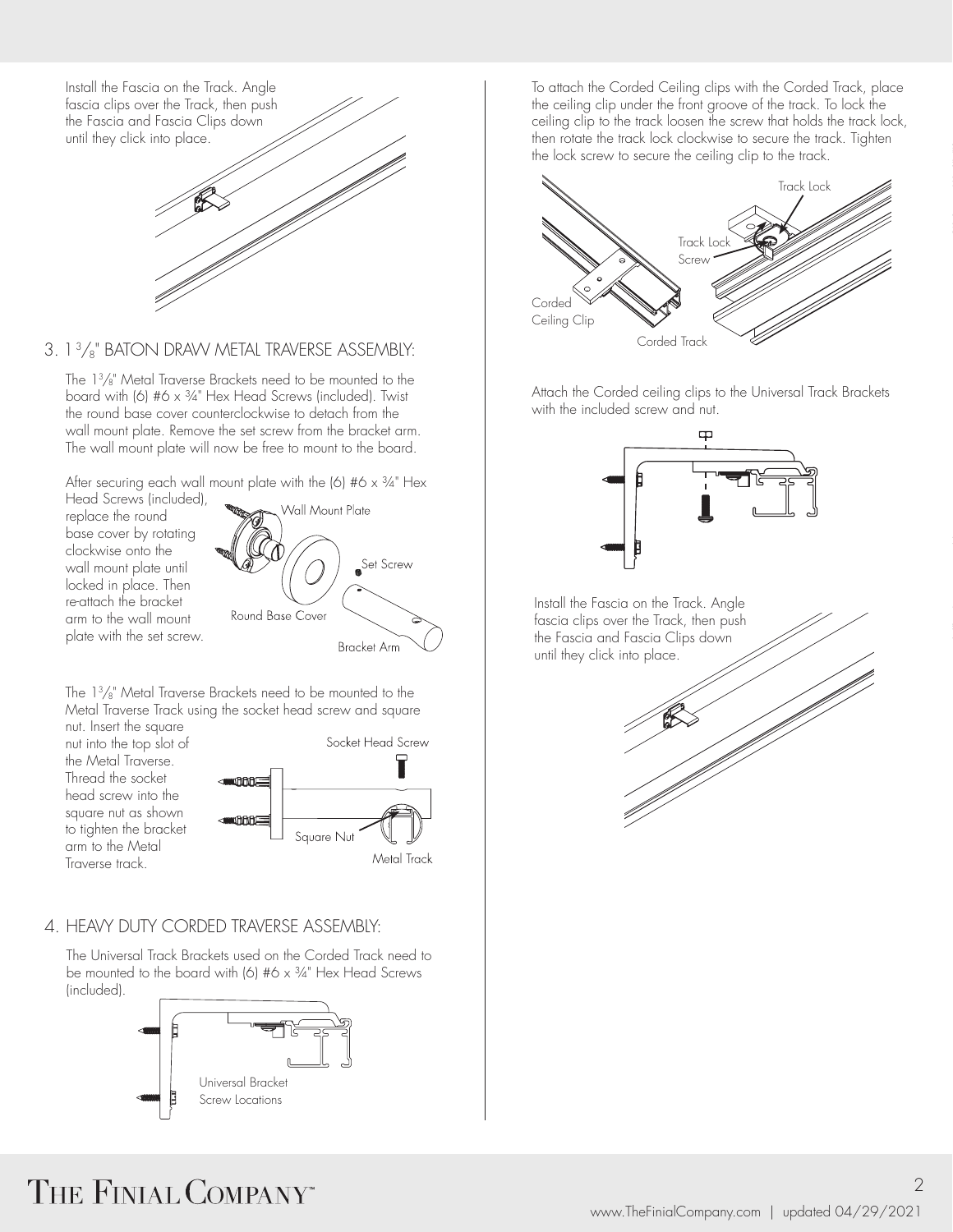Install the Fascia on the Track. Angle fascia clips over the Track, then push the Fascia and Fascia Clips down until they click into place.

## 3. 1 3/8" BATON DRAW METAL TRAVERSE ASSEMBLY:

The 1 3/8" Metal Traverse Brackets need to be mounted to the board with (6) #6 x ¾" Hex Head Screws (included). Twist the round base cover counterclockwise to detach from the wall mount plate. Remove the set screw from the bracket arm. The wall mount plate will now be free to mount to the board.

After securing each wall mount plate with the (6) #6 x ¾" Hex Head Screws (included), replace the round base cover by rotating clockwise onto the wall mount plate until locked in place. Then re-attach the bracket arm to the wall mount plate with the set screw.

Wall Mount Plate

Set Screw

Round Base Cover

Bracket Arm

The 1 3/8" Metal Traverse Brackets need to be mounted to the Metal Traverse Track using the socket head screw and square nut. Insert the square nut into the top slot of the Metal Traverse. Thread the socket head screw into the square nut as shown to tighten the bracket arm to the Metal Traverse track.

Socket Head Screw

Square Nut

Metal Track

## 4. HEAVY DUTY CORDED TRAVERSE ASSEMBLY:

The Universal Track Brackets used on the Corded Track need to be mounted to the board with (6) #6 x ¾" Hex Head Screws (included).

Universal Bracket Screw Locations

To attach the Corded Ceiling clips with the Corded Track, place the ceiling clip under the front groove of the track. To lock the ceiling clip to the track loosen the screw that holds the track lock, then rotate the track lock clockwise to secure the track. Tighten the lock screw to secure the ceiling clip to the track.

Track Lock

Track Lock Screw

Corded Ceiling Clip

Corded Track

Attach the Corded ceiling clips to the Universal Track Brackets with the included screw and nut.

Install the Fascia on the Track. Angle fascia clips over the Track, then push the Fascia and Fascia Clips down until they click into place.